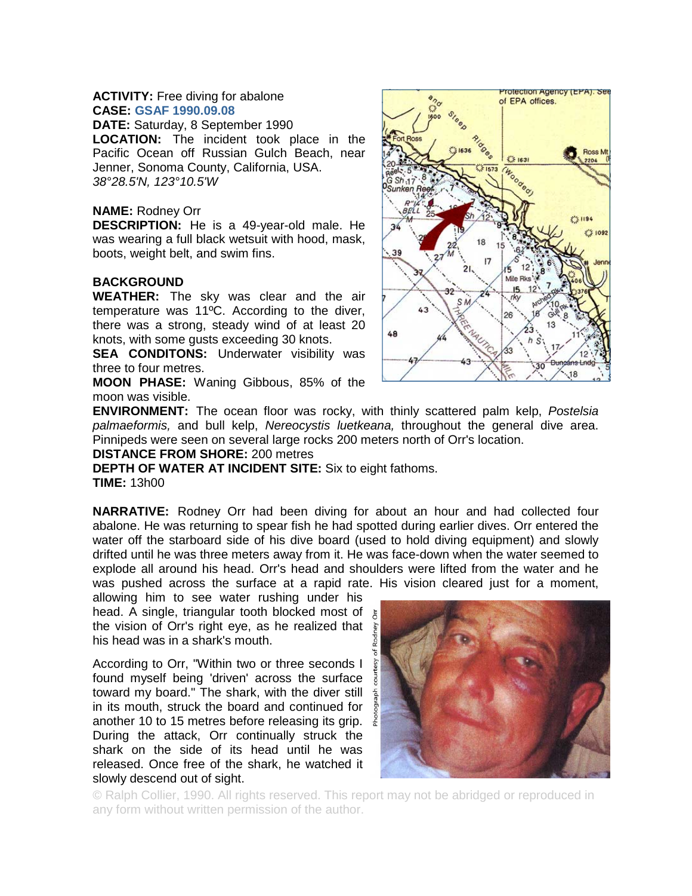**ACTIVITY:** Free diving for abalone
**CASE:** GSAF 1990.09.08
**DATE:** Saturday, 8 September 1990
**LOCATION:** The incident took place in the Pacific Ocean off Russian Gulch Beach, near Jenner, Sonoma County, California, USA.
*38°28.5'N, 123°10.5'W*

**NAME:** Rodney Orr
**DESCRIPTION:** He is a 49-year-old male. He was wearing a full black wetsuit with hood, mask, boots, weight belt, and swim fins.

**BACKGROUND**
**WEATHER:** The sky was clear and the air temperature was 11ºC. According to the diver, there was a strong, steady wind of at least 20 knots, with some gusts exceeding 30 knots.
**SEA CONDITONS:** Underwater visibility was three to four metres.
**MOON PHASE:** Waning Gibbous, 85% of the moon was visible.
**ENVIRONMENT:** The ocean floor was rocky, with thinly scattered palm kelp, *Postelsia palmaeformis,* and bull kelp, *Nereocystis luetkeana,* throughout the general dive area. Pinnipeds were seen on several large rocks 200 meters north of Orr's location.
**DISTANCE FROM SHORE:** 200 metres
**DEPTH OF WATER AT INCIDENT SITE:** Six to eight fathoms.
**TIME:** 13h00

**NARRATIVE:** Rodney Orr had been diving for about an hour and had collected four abalone. He was returning to spear fish he had spotted during earlier dives. Orr entered the water off the starboard side of his dive board (used to hold diving equipment) and slowly drifted until he was three meters away from it. He was face-down when the water seemed to explode all around his head. Orr's head and shoulders were lifted from the water and he was pushed across the surface at a rapid rate. His vision cleared just for a moment, allowing him to see water rushing under his head. A single, triangular tooth blocked most of the vision of Orr's right eye, as he realized that his head was in a shark's mouth.

According to Orr, "Within two or three seconds I found myself being 'driven' across the surface toward my board." The shark, with the diver still in its mouth, struck the board and continued for another 10 to 15 metres before releasing its grip. During the attack, Orr continually struck the shark on the side of its head until he was released. Once free of the shark, he watched it slowly descend out of sight.

Photograph courtesy of Rodney Orr

© Ralph Collier, 1990. All rights reserved. This report may not be abridged or reproduced in any form without written permission of the author.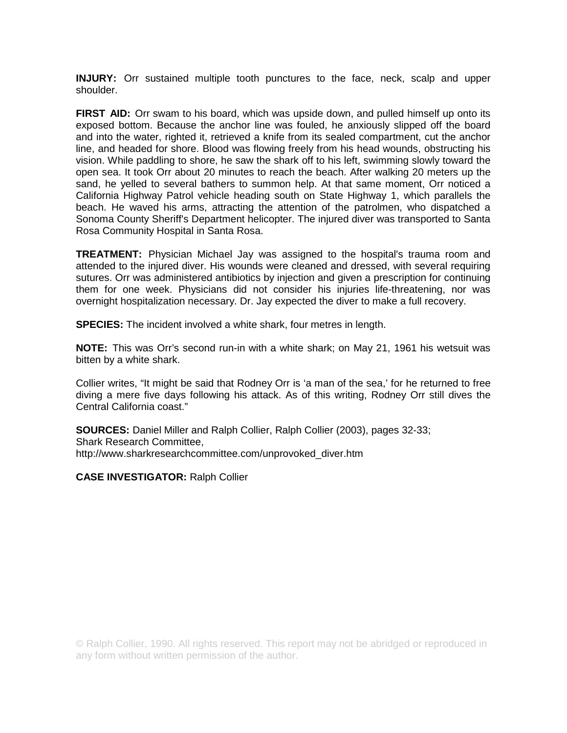**INJURY:** Orr sustained multiple tooth punctures to the face, neck, scalp and upper shoulder.

**FIRST AID:** Orr swam to his board, which was upside down, and pulled himself up onto its exposed bottom. Because the anchor line was fouled, he anxiously slipped off the board and into the water, righted it, retrieved a knife from its sealed compartment, cut the anchor line, and headed for shore. Blood was flowing freely from his head wounds, obstructing his vision. While paddling to shore, he saw the shark off to his left, swimming slowly toward the open sea. It took Orr about 20 minutes to reach the beach. After walking 20 meters up the sand, he yelled to several bathers to summon help. At that same moment, Orr noticed a California Highway Patrol vehicle heading south on State Highway 1, which parallels the beach. He waved his arms, attracting the attention of the patrolmen, who dispatched a Sonoma County Sheriff's Department helicopter. The injured diver was transported to Santa Rosa Community Hospital in Santa Rosa.

**TREATMENT:** Physician Michael Jay was assigned to the hospital's trauma room and attended to the injured diver. His wounds were cleaned and dressed, with several requiring sutures. Orr was administered antibiotics by injection and given a prescription for continuing them for one week. Physicians did not consider his injuries life-threatening, nor was overnight hospitalization necessary. Dr. Jay expected the diver to make a full recovery.

**SPECIES:** The incident involved a white shark, four metres in length.

**NOTE:** This was Orr's second run-in with a white shark; on May 21, 1961 his wetsuit was bitten by a white shark.

Collier writes, "It might be said that Rodney Orr is 'a man of the sea,' for he returned to free diving a mere five days following his attack. As of this writing, Rodney Orr still dives the Central California coast."

**SOURCES:** Daniel Miller and Ralph Collier, Ralph Collier (2003), pages 32-33;
Shark Research Committee,
http://www.sharkresearchcommittee.com/unprovoked_diver.htm

**CASE INVESTIGATOR:** Ralph Collier

© Ralph Collier, 1990. All rights reserved. This report may not be abridged or reproduced in any form without written permission of the author.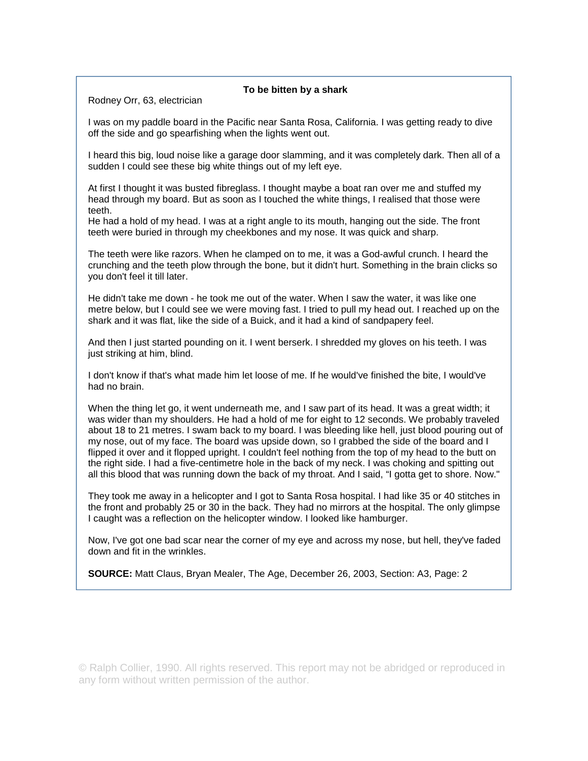**To be bitten by a shark**

Rodney Orr, 63, electrician

I was on my paddle board in the Pacific near Santa Rosa, California. I was getting ready to dive off the side and go spearfishing when the lights went out.

I heard this big, loud noise like a garage door slamming, and it was completely dark. Then all of a sudden I could see these big white things out of my left eye.

At first I thought it was busted fibreglass. I thought maybe a boat ran over me and stuffed my head through my board. But as soon as I touched the white things, I realised that those were teeth.
He had a hold of my head. I was at a right angle to its mouth, hanging out the side. The front teeth were buried in through my cheekbones and my nose. It was quick and sharp.

The teeth were like razors. When he clamped on to me, it was a God-awful crunch. I heard the crunching and the teeth plow through the bone, but it didn't hurt. Something in the brain clicks so you don't feel it till later.

He didn't take me down - he took me out of the water. When I saw the water, it was like one metre below, but I could see we were moving fast. I tried to pull my head out. I reached up on the shark and it was flat, like the side of a Buick, and it had a kind of sandpapery feel.

And then I just started pounding on it. I went berserk. I shredded my gloves on his teeth. I was just striking at him, blind.

I don't know if that's what made him let loose of me. If he would've finished the bite, I would've had no brain.

When the thing let go, it went underneath me, and I saw part of its head. It was a great width; it was wider than my shoulders. He had a hold of me for eight to 12 seconds. We probably traveled about 18 to 21 metres. I swam back to my board. I was bleeding like hell, just blood pouring out of my nose, out of my face. The board was upside down, so I grabbed the side of the board and I flipped it over and it flopped upright. I couldn't feel nothing from the top of my head to the butt on the right side. I had a five-centimetre hole in the back of my neck. I was choking and spitting out all this blood that was running down the back of my throat. And I said, "I gotta get to shore. Now."

They took me away in a helicopter and I got to Santa Rosa hospital. I had like 35 or 40 stitches in the front and probably 25 or 30 in the back. They had no mirrors at the hospital. The only glimpse I caught was a reflection on the helicopter window. I looked like hamburger.

Now, I've got one bad scar near the corner of my eye and across my nose, but hell, they've faded down and fit in the wrinkles.

**SOURCE:** Matt Claus, Bryan Mealer, The Age, December 26, 2003, Section: A3, Page: 2

© Ralph Collier, 1990. All rights reserved. This report may not be abridged or reproduced in any form without written permission of the author.